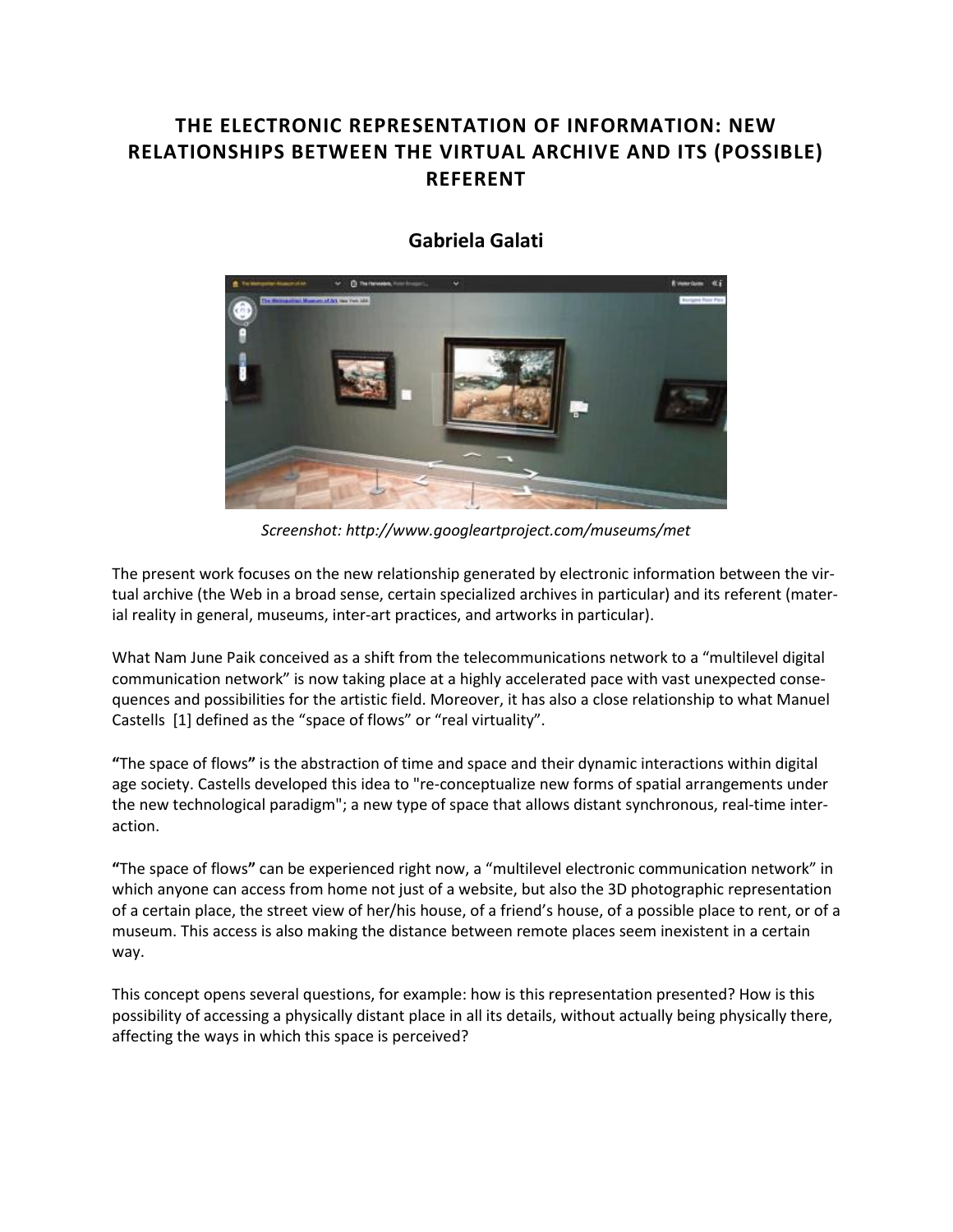# THE ELECTRONIC REPRESENTATION OF INFORMATION: NEW RELATIONSHIPS BETWEEN THE VIRTUAL ARCHIVE AND ITS (POSSIBLE) REFERENT

## Gabriela Galati

*Screenshot: http://www.googleartproject.com/museums/met*

The present work focuses on the new relationship generated by electronic information between the virtual archive (the Web in a broad sense, certain specialized archives in particular) and its referent (material reality in general, museums, inter-art practices, and artworks in particular).

What Nam June Paik conceived as a shift from the telecommunications network to a "multilevel digital communication network" is now taking place at a highly accelerated pace with vast unexpected consequences and possibilities for the artistic field. Moreover, it has also a close relationship to what Manuel Castells [1] defined as the "space of flows" or "real virtuality".

**"**The space of flows**"** is the abstraction of time and space and their dynamic interactions within digital age society. Castells developed this idea to "re-conceptualize new forms of spatial arrangements under the new technological paradigm"; a new type of space that allows distant synchronous, real-time interaction.

**"**The space of flows**"** can be experienced right now, a "multilevel electronic communication network" in which anyone can access from home not just of a website, but also the 3D photographic representation of a certain place, the street view of her/his house, of a friend's house, of a possible place to rent, or of a museum. This access is also making the distance between remote places seem inexistent in a certain way.

This concept opens several questions, for example: how is this representation presented? How is this possibility of accessing a physically distant place in all its details, without actually being physically there, affecting the ways in which this space is perceived?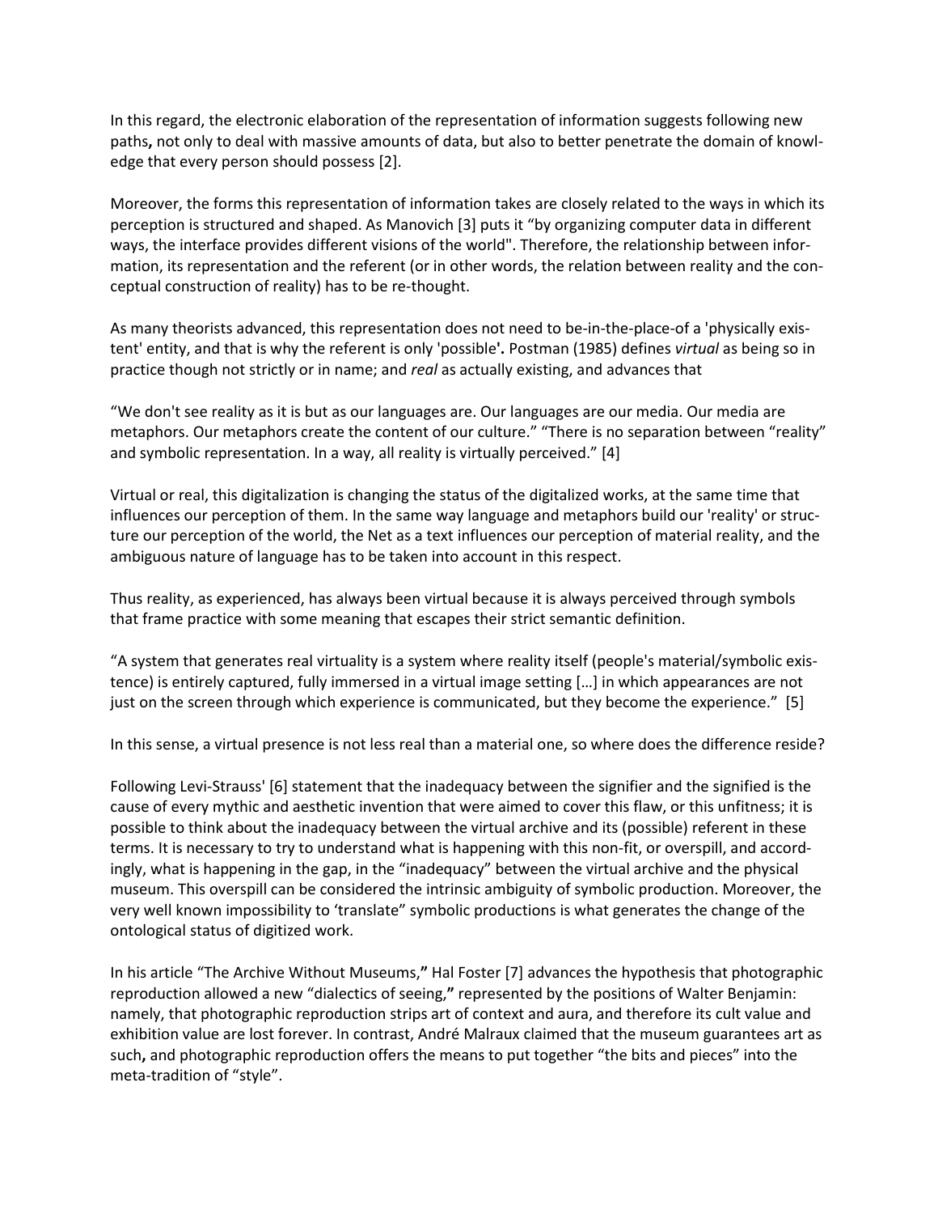In this regard, the electronic elaboration of the representation of information suggests following new paths**,** not only to deal with massive amounts of data, but also to better penetrate the domain of knowledge that every person should possess [2].

Moreover, the forms this representation of information takes are closely related to the ways in which its perception is structured and shaped. As Manovich [3] puts it "by organizing computer data in different ways, the interface provides different visions of the world". Therefore, the relationship between information, its representation and the referent (or in other words, the relation between reality and the conceptual construction of reality) has to be re-thought.

As many theorists advanced, this representation does not need to be-in-the-place-of a 'physically existent' entity, and that is why the referent is only 'possible'**.** Postman (1985) defines *virtual* as being so in practice though not strictly or in name; and *real* as actually existing, and advances that

"We don't see reality as it is but as our languages are. Our languages are our media. Our media are metaphors. Our metaphors create the content of our culture." "There is no separation between "reality" and symbolic representation. In a way, all reality is virtually perceived." [4]

Virtual or real, this digitalization is changing the status of the digitalized works, at the same time that influences our perception of them. In the same way language and metaphors build our 'reality' or structure our perception of the world, the Net as a text influences our perception of material reality, and the ambiguous nature of language has to be taken into account in this respect.

Thus reality, as experienced, has always been virtual because it is always perceived through symbols that frame practice with some meaning that escapes their strict semantic definition.

"A system that generates real virtuality is a system where reality itself (people's material/symbolic existence) is entirely captured, fully immersed in a virtual image setting […] in which appearances are not just on the screen through which experience is communicated, but they become the experience." [5]

In this sense, a virtual presence is not less real than a material one, so where does the difference reside?

Following Levi-Strauss' [6] statement that the inadequacy between the signifier and the signified is the cause of every mythic and aesthetic invention that were aimed to cover this flaw, or this unfitness; it is possible to think about the inadequacy between the virtual archive and its (possible) referent in these terms. It is necessary to try to understand what is happening with this non-fit, or overspill, and accordingly, what is happening in the gap, in the "inadequacy" between the virtual archive and the physical museum. This overspill can be considered the intrinsic ambiguity of symbolic production. Moreover, the very well known impossibility to 'translate" symbolic productions is what generates the change of the ontological status of digitized work.

In his article "The Archive Without Museums,**"** Hal Foster [7] advances the hypothesis that photographic reproduction allowed a new "dialectics of seeing,**"** represented by the positions of Walter Benjamin: namely, that photographic reproduction strips art of context and aura, and therefore its cult value and exhibition value are lost forever. In contrast, André Malraux claimed that the museum guarantees art as such**,** and photographic reproduction offers the means to put together "the bits and pieces" into the meta-tradition of "style".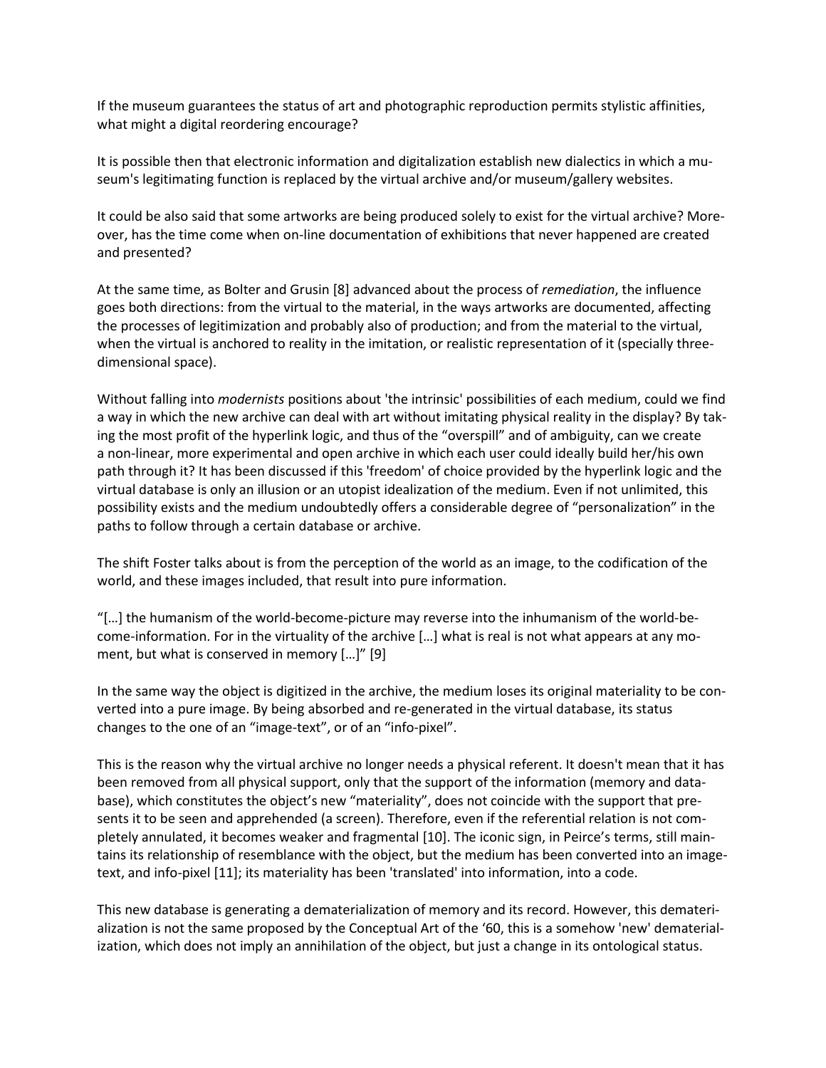If the museum guarantees the status of art and photographic reproduction permits stylistic affinities, what might a digital reordering encourage?

It is possible then that electronic information and digitalization establish new dialectics in which a museum's legitimating function is replaced by the virtual archive and/or museum/gallery websites.

It could be also said that some artworks are being produced solely to exist for the virtual archive? Moreover, has the time come when on-line documentation of exhibitions that never happened are created and presented?

At the same time, as Bolter and Grusin [8] advanced about the process of *remediation*, the influence goes both directions: from the virtual to the material, in the ways artworks are documented, affecting the processes of legitimization and probably also of production; and from the material to the virtual, when the virtual is anchored to reality in the imitation, or realistic representation of it (specially three-dimensional space).

Without falling into *modernists* positions about 'the intrinsic' possibilities of each medium, could we find a way in which the new archive can deal with art without imitating physical reality in the display? By taking the most profit of the hyperlink logic, and thus of the “overspill” and of ambiguity, can we create a non-linear, more experimental and open archive in which each user could ideally build her/his own path through it? It has been discussed if this 'freedom' of choice provided by the hyperlink logic and the virtual database is only an illusion or an utopist idealization of the medium. Even if not unlimited, this possibility exists and the medium undoubtedly offers a considerable degree of “personalization” in the paths to follow through a certain database or archive.

The shift Foster talks about is from the perception of the world as an image, to the codification of the world, and these images included, that result into pure information.

“[…] the humanism of the world-become-picture may reverse into the inhumanism of the world-become-information. For in the virtuality of the archive […] what is real is not what appears at any moment, but what is conserved in memory […]” [9]

In the same way the object is digitized in the archive, the medium loses its original materiality to be converted into a pure image. By being absorbed and re-generated in the virtual database, its status changes to the one of an “image-text”, or of an “info-pixel”.

This is the reason why the virtual archive no longer needs a physical referent. It doesn't mean that it has been removed from all physical support, only that the support of the information (memory and database), which constitutes the object's new “materiality”, does not coincide with the support that presents it to be seen and apprehended (a screen). Therefore, even if the referential relation is not completely annulated, it becomes weaker and fragmental [10]. The iconic sign, in Peirce's terms, still maintains its relationship of resemblance with the object, but the medium has been converted into an image-text, and info-pixel [11]; its materiality has been 'translated' into information, into a code.

This new database is generating a dematerialization of memory and its record. However, this dematerialization is not the same proposed by the Conceptual Art of the '60, this is a somehow 'new' dematerialization, which does not imply an annihilation of the object, but just a change in its ontological status.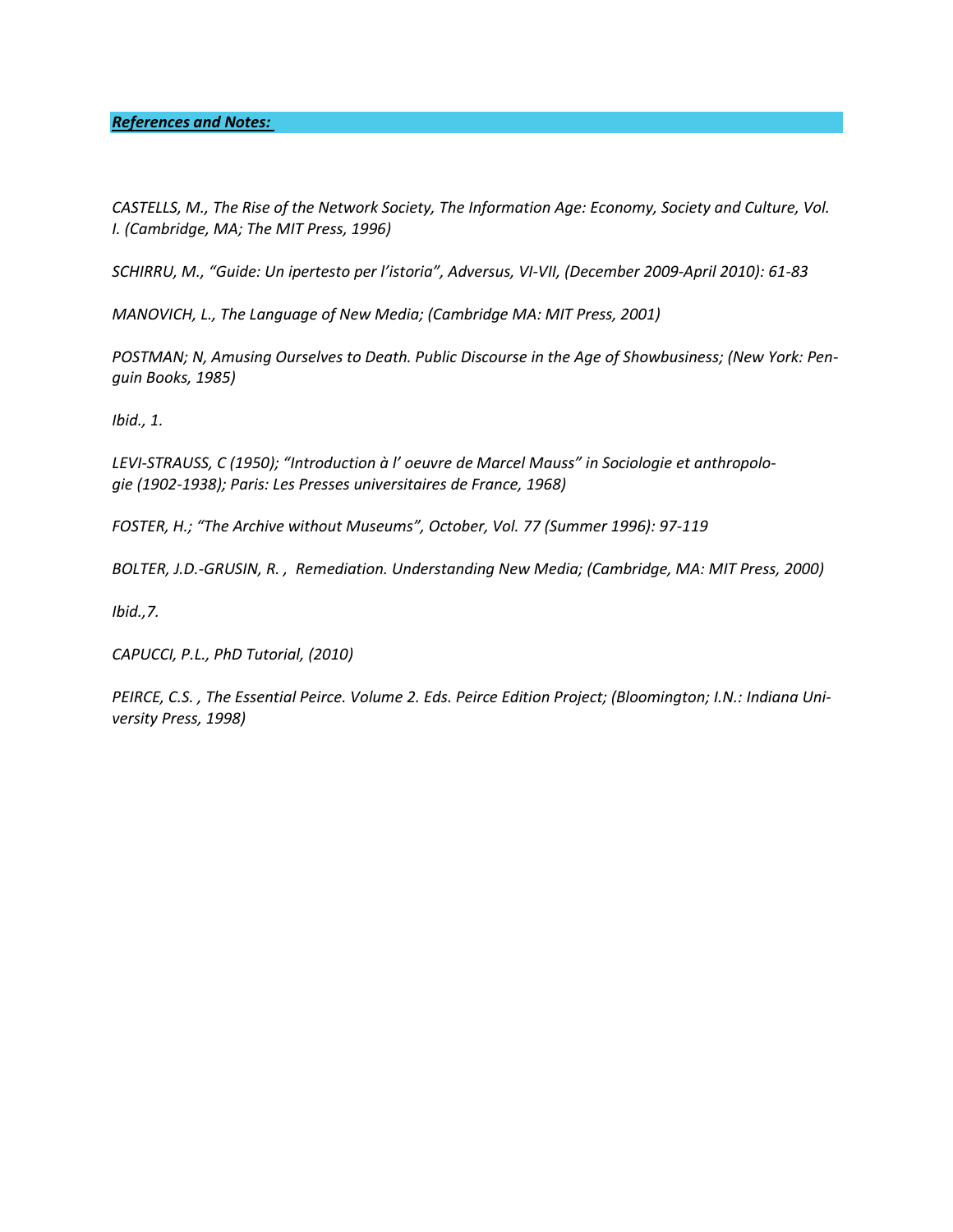***References and Notes:***

*CASTELLS, M., The Rise of the Network Society, The Information Age: Economy, Society and Culture, Vol. I. (Cambridge, MA; The MIT Press, 1996)*

*SCHIRRU, M., "Guide: Un ipertesto per l'istoria", Adversus, VI-VII, (December 2009-April 2010): 61-83*

*MANOVICH, L., The Language of New Media; (Cambridge MA: MIT Press, 2001)*

*POSTMAN; N, Amusing Ourselves to Death. Public Discourse in the Age of Showbusiness; (New York: Penguin Books, 1985)*

*Ibid., 1.*

*LEVI-STRAUSS, C (1950); "Introduction à l' oeuvre de Marcel Mauss" in Sociologie et anthropologie (1902-1938); Paris: Les Presses universitaires de France, 1968)*

*FOSTER, H.; "The Archive without Museums", October, Vol. 77 (Summer 1996): 97-119*

*BOLTER, J.D.-GRUSIN, R. , Remediation. Understanding New Media; (Cambridge, MA: MIT Press, 2000)*

*Ibid.,7.*

*CAPUCCI, P.L., PhD Tutorial, (2010)*

*PEIRCE, C.S. , The Essential Peirce. Volume 2. Eds. Peirce Edition Project; (Bloomington; I.N.: Indiana University Press, 1998)*